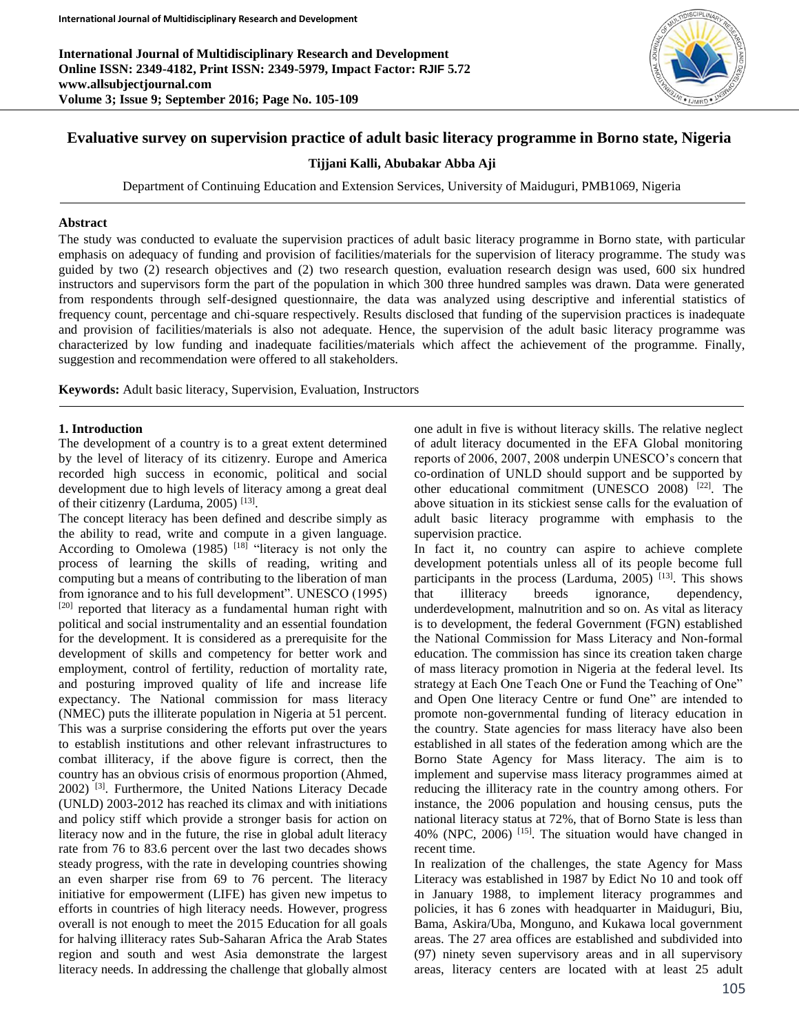# Evaluative survey on supervision practice of adult basic literacy programme in Borno state, Nigeria

**Tijjani Kalli, Abubakar Abba Aji**

Department of Continuing Education and Extension Services, University of Maiduguri, PMB1069, Nigeria

## Abstract

The study was conducted to evaluate the supervision practices of adult basic literacy programme in Borno state, with particular emphasis on adequacy of funding and provision of facilities/materials for the supervision of literacy programme. The study was guided by two (2) research objectives and (2) two research question, evaluation research design was used, 600 six hundred instructors and supervisors form the part of the population in which 300 three hundred samples was drawn. Data were generated from respondents through self-designed questionnaire, the data was analyzed using descriptive and inferential statistics of frequency count, percentage and chi-square respectively. Results disclosed that funding of the supervision practices is inadequate and provision of facilities/materials is also not adequate. Hence, the supervision of the adult basic literacy programme was characterized by low funding and inadequate facilities/materials which affect the achievement of the programme. Finally, suggestion and recommendation were offered to all stakeholders.

**Keywords:** Adult basic literacy, Supervision, Evaluation, Instructors

## 1. Introduction

The development of a country is to a great extent determined by the level of literacy of its citizenry. Europe and America recorded high success in economic, political and social development due to high levels of literacy among a great deal of their citizenry (Larduma, 2005) [13].

The concept literacy has been defined and describe simply as the ability to read, write and compute in a given language. According to Omolewa (1985) [18] "literacy is not only the process of learning the skills of reading, writing and computing but a means of contributing to the liberation of man from ignorance and to his full development". UNESCO (1995) [20] reported that literacy as a fundamental human right with political and social instrumentality and an essential foundation for the development. It is considered as a prerequisite for the development of skills and competency for better work and employment, control of fertility, reduction of mortality rate, and posturing improved quality of life and increase life expectancy. The National commission for mass literacy (NMEC) puts the illiterate population in Nigeria at 51 percent. This was a surprise considering the efforts put over the years to establish institutions and other relevant infrastructures to combat illiteracy, if the above figure is correct, then the country has an obvious crisis of enormous proportion (Ahmed, 2002) [3]. Furthermore, the United Nations Literacy Decade (UNLD) 2003-2012 has reached its climax and with initiations and policy stiff which provide a stronger basis for action on literacy now and in the future, the rise in global adult literacy rate from 76 to 83.6 percent over the last two decades shows steady progress, with the rate in developing countries showing an even sharper rise from 69 to 76 percent. The literacy initiative for empowerment (LIFE) has given new impetus to efforts in countries of high literacy needs. However, progress overall is not enough to meet the 2015 Education for all goals for halving illiteracy rates Sub-Saharan Africa the Arab States region and south and west Asia demonstrate the largest literacy needs. In addressing the challenge that globally almost one adult in five is without literacy skills. The relative neglect of adult literacy documented in the EFA Global monitoring reports of 2006, 2007, 2008 underpin UNESCO's concern that co-ordination of UNLD should support and be supported by other educational commitment (UNESCO 2008) [22]. The above situation in its stickiest sense calls for the evaluation of adult basic literacy programme with emphasis to the supervision practice.

In fact it, no country can aspire to achieve complete development potentials unless all of its people become full participants in the process (Larduma, 2005) [13]. This shows that illiteracy breeds ignorance, dependency, underdevelopment, malnutrition and so on. As vital as literacy is to development, the federal Government (FGN) established the National Commission for Mass Literacy and Non-formal education. The commission has since its creation taken charge of mass literacy promotion in Nigeria at the federal level. Its strategy at Each One Teach One or Fund the Teaching of One" and Open One literacy Centre or fund One" are intended to promote non-governmental funding of literacy education in the country. State agencies for mass literacy have also been established in all states of the federation among which are the Borno State Agency for Mass literacy. The aim is to implement and supervise mass literacy programmes aimed at reducing the illiteracy rate in the country among others. For instance, the 2006 population and housing census, puts the national literacy status at 72%, that of Borno State is less than 40% (NPC, 2006) [15]. The situation would have changed in recent time.

In realization of the challenges, the state Agency for Mass Literacy was established in 1987 by Edict No 10 and took off in January 1988, to implement literacy programmes and policies, it has 6 zones with headquarter in Maiduguri, Biu, Bama, Askira/Uba, Monguno, and Kukawa local government areas. The 27 area offices are established and subdivided into (97) ninety seven supervisory areas and in all supervisory areas, literacy centers are located with at least 25 adult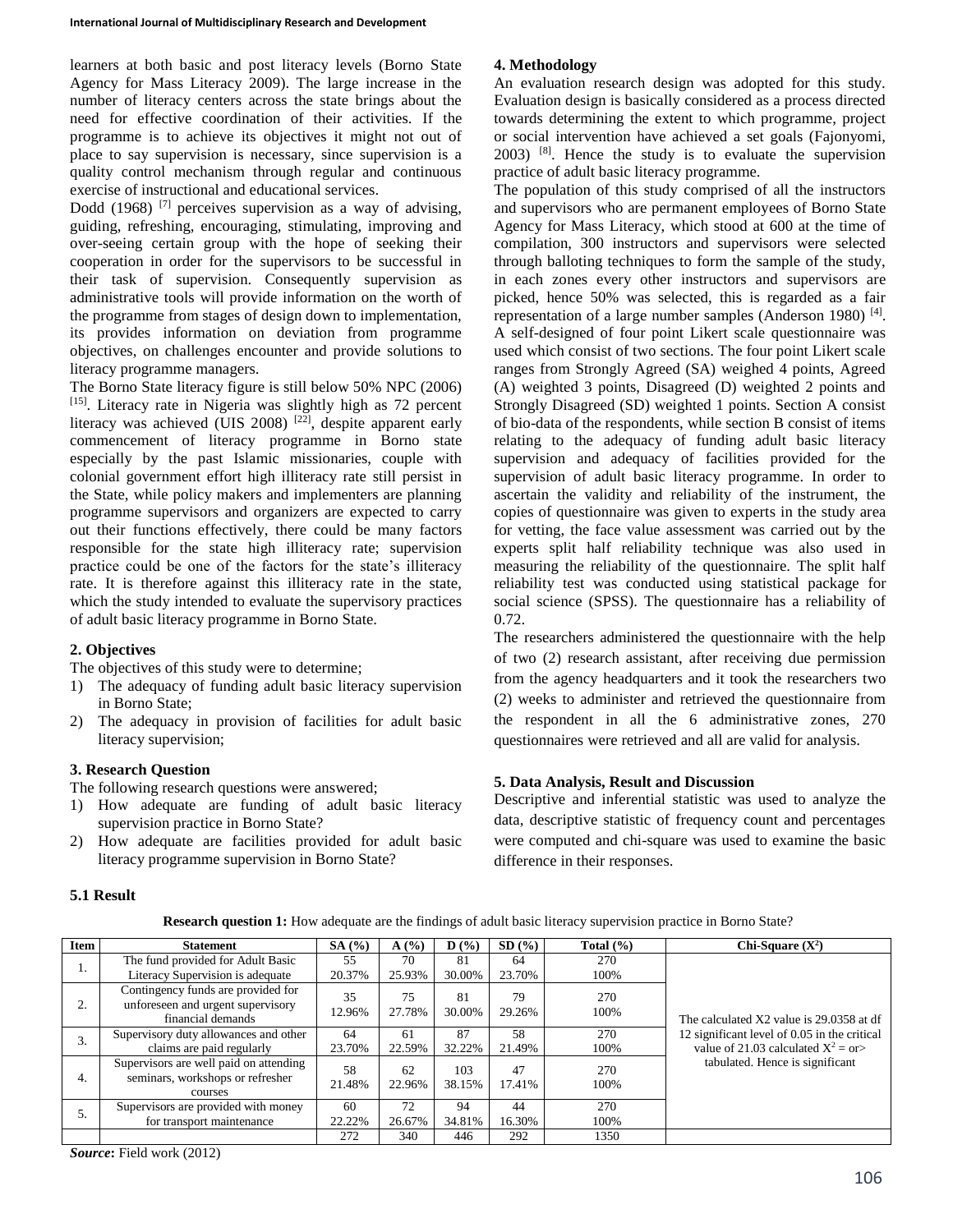learners at both basic and post literacy levels (Borno State Agency for Mass Literacy 2009). The large increase in the number of literacy centers across the state brings about the need for effective coordination of their activities. If the programme is to achieve its objectives it might not out of place to say supervision is necessary, since supervision is a quality control mechanism through regular and continuous exercise of instructional and educational services.

Dodd (1968) [7] perceives supervision as a way of advising, guiding, refreshing, encouraging, stimulating, improving and over-seeing certain group with the hope of seeking their cooperation in order for the supervisors to be successful in their task of supervision. Consequently supervision as administrative tools will provide information on the worth of the programme from stages of design down to implementation, its provides information on deviation from programme objectives, on challenges encounter and provide solutions to literacy programme managers.

The Borno State literacy figure is still below 50% NPC (2006) [15]. Literacy rate in Nigeria was slightly high as 72 percent literacy was achieved (UIS 2008) [22], despite apparent early commencement of literacy programme in Borno state especially by the past Islamic missionaries, couple with colonial government effort high illiteracy rate still persist in the State, while policy makers and implementers are planning programme supervisors and organizers are expected to carry out their functions effectively, there could be many factors responsible for the state high illiteracy rate; supervision practice could be one of the factors for the state's illiteracy rate. It is therefore against this illiteracy rate in the state, which the study intended to evaluate the supervisory practices of adult basic literacy programme in Borno State.

## 2. Objectives

The objectives of this study were to determine;

1) The adequacy of funding adult basic literacy supervision in Borno State;
2) The adequacy in provision of facilities for adult basic literacy supervision;

## 3. Research Question

The following research questions were answered;

1) How adequate are funding of adult basic literacy supervision practice in Borno State?
2) How adequate are facilities provided for adult basic literacy programme supervision in Borno State?

## 4. Methodology

An evaluation research design was adopted for this study. Evaluation design is basically considered as a process directed towards determining the extent to which programme, project or social intervention have achieved a set goals (Fajonyomi, 2003) [8]. Hence the study is to evaluate the supervision practice of adult basic literacy programme.

The population of this study comprised of all the instructors and supervisors who are permanent employees of Borno State Agency for Mass Literacy, which stood at 600 at the time of compilation, 300 instructors and supervisors were selected through balloting techniques to form the sample of the study, in each zones every other instructors and supervisors are picked, hence 50% was selected, this is regarded as a fair representation of a large number samples (Anderson 1980) [4]. A self-designed of four point Likert scale questionnaire was used which consist of two sections. The four point Likert scale ranges from Strongly Agreed (SA) weighed 4 points, Agreed (A) weighted 3 points, Disagreed (D) weighted 2 points and Strongly Disagreed (SD) weighted 1 points. Section A consist of bio-data of the respondents, while section B consist of items relating to the adequacy of funding adult basic literacy supervision and adequacy of facilities provided for the supervision of adult basic literacy programme. In order to ascertain the validity and reliability of the instrument, the copies of questionnaire was given to experts in the study area for vetting, the face value assessment was carried out by the experts split half reliability technique was also used in measuring the reliability of the questionnaire. The split half reliability test was conducted using statistical package for social science (SPSS). The questionnaire has a reliability of 0.72.

The researchers administered the questionnaire with the help of two (2) research assistant, after receiving due permission from the agency headquarters and it took the researchers two (2) weeks to administer and retrieved the questionnaire from the respondent in all the 6 administrative zones, 270 questionnaires were retrieved and all are valid for analysis.

## 5. Data Analysis, Result and Discussion

Descriptive and inferential statistic was used to analyze the data, descriptive statistic of frequency count and percentages were computed and chi-square was used to examine the basic difference in their responses.

### 5.1 Result

**Research question 1:** How adequate are the findings of adult basic literacy supervision practice in Borno State?

| Item | Statement | SA (%) | A (%) | D (%) | SD (%) | Total (%) | Chi-Square ($X^2$) |
|---|---|---|---|---|---|---|---|
| 1. | The fund provided for Adult Basic Literacy Supervision is adequate | 55 20.37% | 70 25.93% | 81 30.00% | 64 23.70% | 270 100% | The calculated X2 value is 29.0358 at df 12 significant level of 0.05 in the critical value of 21.03 calculated $X^2$ = or> tabulated. Hence is significant |
| 2. | Contingency funds are provided for unforeseen and urgent supervisory financial demands | 35 12.96% | 75 27.78% | 81 30.00% | 79 29.26% | 270 100% | |
| 3. | Supervisory duty allowances and other claims are paid regularly | 64 23.70% | 61 22.59% | 87 32.22% | 58 21.49% | 270 100% | |
| 4. | Supervisors are well paid on attending seminars, workshops or refresher courses | 58 21.48% | 62 22.96% | 103 38.15% | 47 17.41% | 270 100% | |
| 5. | Supervisors are provided with money for transport maintenance | 60 22.22% | 72 26.67% | 94 34.81% | 44 16.30% | 270 100% | |
| | | 272 | 340 | 446 | 292 | 1350 | |

***Source*:** Field work (2012)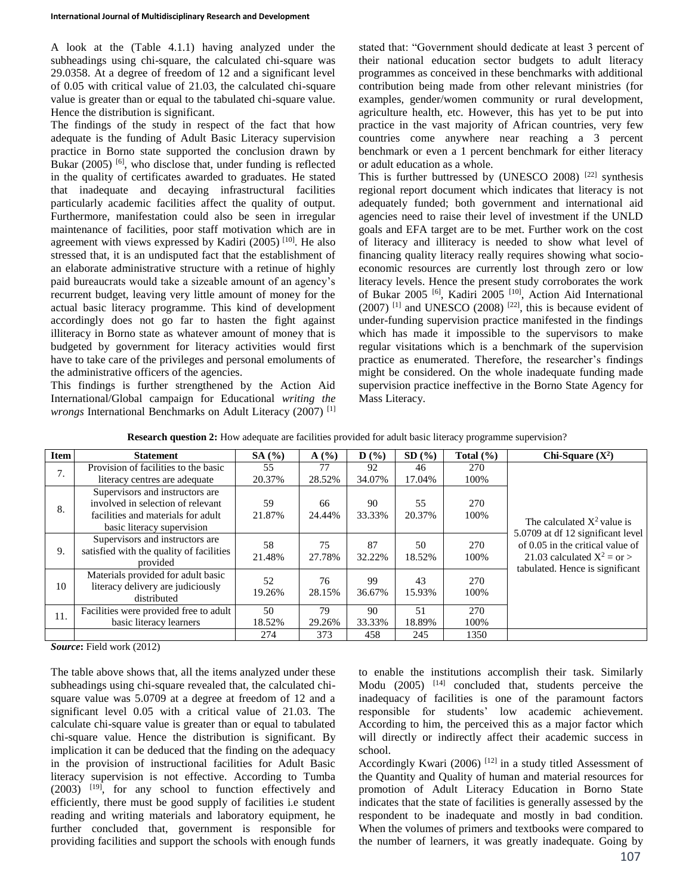A look at the (Table 4.1.1) having analyzed under the subheadings using chi-square, the calculated chi-square was 29.0358. At a degree of freedom of 12 and a significant level of 0.05 with critical value of 21.03, the calculated chi-square value is greater than or equal to the tabulated chi-square value. Hence the distribution is significant.

The findings of the study in respect of the fact that how adequate is the funding of Adult Basic Literacy supervision practice in Borno state supported the conclusion drawn by Bukar (2005) [6], who disclose that, under funding is reflected in the quality of certificates awarded to graduates. He stated that inadequate and decaying infrastructural facilities particularly academic facilities affect the quality of output. Furthermore, manifestation could also be seen in irregular maintenance of facilities, poor staff motivation which are in agreement with views expressed by Kadiri (2005) [10]. He also stressed that, it is an undisputed fact that the establishment of an elaborate administrative structure with a retinue of highly paid bureaucrats would take a sizeable amount of an agency's recurrent budget, leaving very little amount of money for the actual basic literacy programme. This kind of development accordingly does not go far to hasten the fight against illiteracy in Borno state as whatever amount of money that is budgeted by government for literacy activities would first have to take care of the privileges and personal emoluments of the administrative officers of the agencies.

This findings is further strengthened by the Action Aid International/Global campaign for Educational *writing the wrongs* International Benchmarks on Adult Literacy (2007) [1] stated that: "Government should dedicate at least 3 percent of their national education sector budgets to adult literacy programmes as conceived in these benchmarks with additional contribution being made from other relevant ministries (for examples, gender/women community or rural development, agriculture health, etc. However, this has yet to be put into practice in the vast majority of African countries, very few countries come anywhere near reaching a 3 percent benchmark or even a 1 percent benchmark for either literacy or adult education as a whole.

This is further buttressed by (UNESCO 2008) [22] synthesis regional report document which indicates that literacy is not adequately funded; both government and international aid agencies need to raise their level of investment if the UNLD goals and EFA target are to be met. Further work on the cost of literacy and illiteracy is needed to show what level of financing quality literacy really requires showing what socio-economic resources are currently lost through zero or low literacy levels. Hence the present study corroborates the work of Bukar 2005 [6], Kadiri 2005 [10], Action Aid International (2007) [1] and UNESCO (2008) [22], this is because evident of under-funding supervision practice manifested in the findings which has made it impossible to the supervisors to make regular visitations which is a benchmark of the supervision practice as enumerated. Therefore, the researcher's findings might be considered. On the whole inadequate funding made supervision practice ineffective in the Borno State Agency for Mass Literacy.

**Research question 2:** How adequate are facilities provided for adult basic literacy programme supervision?

| Item | Statement | SA (%) | A (%) | D (%) | SD (%) | Total (%) | Chi-Square ($X^2$) |
|---|---|---|---|---|---|---|---|
| 7. | Provision of facilities to the basic literacy centres are adequate | 55<br>20.37% | 77<br>28.52% | 92<br>34.07% | 46<br>17.04% | 270<br>100% | The calculated $X^2$ value is 5.0709 at df 12 significant level of 0.05 in the critical value of 21.03 calculated $X^2$ = or > tabulated. Hence is significant |
| 8. | Supervisors and instructors are involved in selection of relevant facilities and materials for adult basic literacy supervision | 59<br>21.87% | 66<br>24.44% | 90<br>33.33% | 55<br>20.37% | 270<br>100% | |
| 9. | Supervisors and instructors are satisfied with the quality of facilities provided | 58<br>21.48% | 75<br>27.78% | 87<br>32.22% | 50<br>18.52% | 270<br>100% | |
| 10 | Materials provided for adult basic literacy delivery are judiciously distributed | 52<br>19.26% | 76<br>28.15% | 99<br>36.67% | 43<br>15.93% | 270<br>100% | |
| 11. | Facilities were provided free to adult basic literacy learners | 50<br>18.52% | 79<br>29.26% | 90<br>33.33% | 51<br>18.89% | 270<br>100% | |
| | | 274 | 373 | 458 | 245 | 1350 | |

***Source*:** Field work (2012)

The table above shows that, all the items analyzed under these subheadings using chi-square revealed that, the calculated chi-square value was 5.0709 at a degree at freedom of 12 and a significant level 0.05 with a critical value of 21.03. The calculate chi-square value is greater than or equal to tabulated chi-square value. Hence the distribution is significant. By implication it can be deduced that the finding on the adequacy in the provision of instructional facilities for Adult Basic literacy supervision is not effective. According to Tumba (2003) [19], for any school to function effectively and efficiently, there must be good supply of facilities i.e student reading and writing materials and laboratory equipment, he further concluded that, government is responsible for providing facilities and support the schools with enough funds to enable the institutions accomplish their task. Similarly Modu (2005) [14] concluded that, students perceive the inadequacy of facilities is one of the paramount factors responsible for students' low academic achievement. According to him, the perceived this as a major factor which will directly or indirectly affect their academic success in school.

Accordingly Kwari (2006) [12] in a study titled Assessment of the Quantity and Quality of human and material resources for promotion of Adult Literacy Education in Borno State indicates that the state of facilities is generally assessed by the respondent to be inadequate and mostly in bad condition. When the volumes of primers and textbooks were compared to the number of learners, it was greatly inadequate. Going by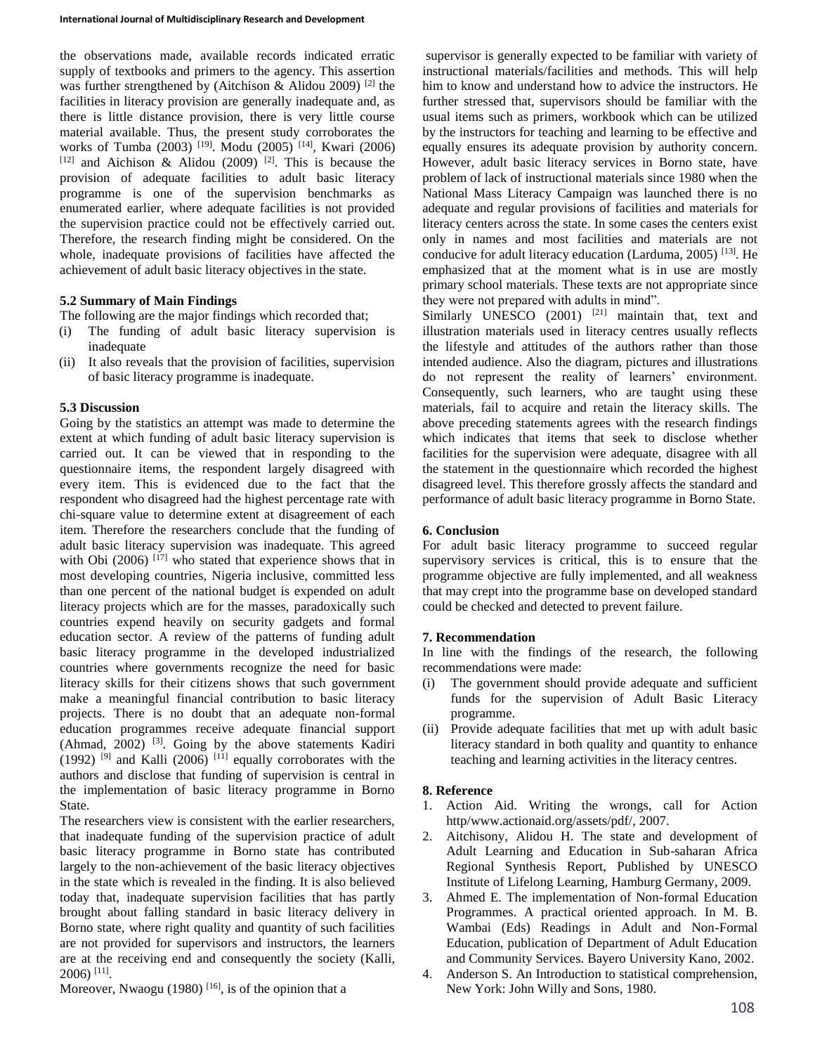the observations made, available records indicated erratic supply of textbooks and primers to the agency. This assertion was further strengthened by (Aitchison & Alidou 2009) [2] the facilities in literacy provision are generally inadequate and, as there is little distance provision, there is very little course material available. Thus, the present study corroborates the works of Tumba (2003) [19]. Modu (2005) [14], Kwari (2006) [12] and Aichison & Alidou (2009) [2]. This is because the provision of adequate facilities to adult basic literacy programme is one of the supervision benchmarks as enumerated earlier, where adequate facilities is not provided the supervision practice could not be effectively carried out. Therefore, the research finding might be considered. On the whole, inadequate provisions of facilities have affected the achievement of adult basic literacy objectives in the state.

### 5.2 Summary of Main Findings

The following are the major findings which recorded that;

(i) The funding of adult basic literacy supervision is inadequate

(ii) It also reveals that the provision of facilities, supervision of basic literacy programme is inadequate.

### 5.3 Discussion

Going by the statistics an attempt was made to determine the extent at which funding of adult basic literacy supervision is carried out. It can be viewed that in responding to the questionnaire items, the respondent largely disagreed with every item. This is evidenced due to the fact that the respondent who disagreed had the highest percentage rate with chi-square value to determine extent at disagreement of each item. Therefore the researchers conclude that the funding of adult basic literacy supervision was inadequate. This agreed with Obi (2006) [17] who stated that experience shows that in most developing countries, Nigeria inclusive, committed less than one percent of the national budget is expended on adult literacy projects which are for the masses, paradoxically such countries expend heavily on security gadgets and formal education sector. A review of the patterns of funding adult basic literacy programme in the developed industrialized countries where governments recognize the need for basic literacy skills for their citizens shows that such government make a meaningful financial contribution to basic literacy projects. There is no doubt that an adequate non-formal education programmes receive adequate financial support (Ahmad, 2002) [3]. Going by the above statements Kadiri (1992) [9] and Kalli (2006) [11] equally corroborates with the authors and disclose that funding of supervision is central in the implementation of basic literacy programme in Borno State.

The researchers view is consistent with the earlier researchers, that inadequate funding of the supervision practice of adult basic literacy programme in Borno state has contributed largely to the non-achievement of the basic literacy objectives in the state which is revealed in the finding. It is also believed today that, inadequate supervision facilities that has partly brought about falling standard in basic literacy delivery in Borno state, where right quality and quantity of such facilities are not provided for supervisors and instructors, the learners are at the receiving end and consequently the society (Kalli, 2006) [11].

Moreover, Nwaogu (1980) [16], is of the opinion that a supervisor is generally expected to be familiar with variety of instructional materials/facilities and methods. This will help him to know and understand how to advice the instructors. He further stressed that, supervisors should be familiar with the usual items such as primers, workbook which can be utilized by the instructors for teaching and learning to be effective and equally ensures its adequate provision by authority concern. However, adult basic literacy services in Borno state, have problem of lack of instructional materials since 1980 when the National Mass Literacy Campaign was launched there is no adequate and regular provisions of facilities and materials for literacy centers across the state. In some cases the centers exist only in names and most facilities and materials are not conducive for adult literacy education (Larduma, 2005) [13]. He emphasized that at the moment what is in use are mostly primary school materials. These texts are not appropriate since they were not prepared with adults in mind".

Similarly UNESCO (2001) [21] maintain that, text and illustration materials used in literacy centres usually reflects the lifestyle and attitudes of the authors rather than those intended audience. Also the diagram, pictures and illustrations do not represent the reality of learners' environment. Consequently, such learners, who are taught using these materials, fail to acquire and retain the literacy skills. The above preceding statements agrees with the research findings which indicates that items that seek to disclose whether facilities for the supervision were adequate, disagree with all the statement in the questionnaire which recorded the highest disagreed level. This therefore grossly affects the standard and performance of adult basic literacy programme in Borno State.

## 6. Conclusion

For adult basic literacy programme to succeed regular supervisory services is critical, this is to ensure that the programme objective are fully implemented, and all weakness that may crept into the programme base on developed standard could be checked and detected to prevent failure.

## 7. Recommendation

In line with the findings of the research, the following recommendations were made:

(i) The government should provide adequate and sufficient funds for the supervision of Adult Basic Literacy programme.

(ii) Provide adequate facilities that met up with adult basic literacy standard in both quality and quantity to enhance teaching and learning activities in the literacy centres.

## 8. Reference

1. Action Aid. Writing the wrongs, call for Action http/www.actionaid.org/assets/pdf/, 2007.
2. Aitchisony, Alidou H. The state and development of Adult Learning and Education in Sub-saharan Africa Regional Synthesis Report, Published by UNESCO Institute of Lifelong Learning, Hamburg Germany, 2009.
3. Ahmed E. The implementation of Non-formal Education Programmes. A practical oriented approach. In M. B. Wambai (Eds) Readings in Adult and Non-Formal Education, publication of Department of Adult Education and Community Services. Bayero University Kano, 2002.
4. Anderson S. An Introduction to statistical comprehension, New York: John Willy and Sons, 1980.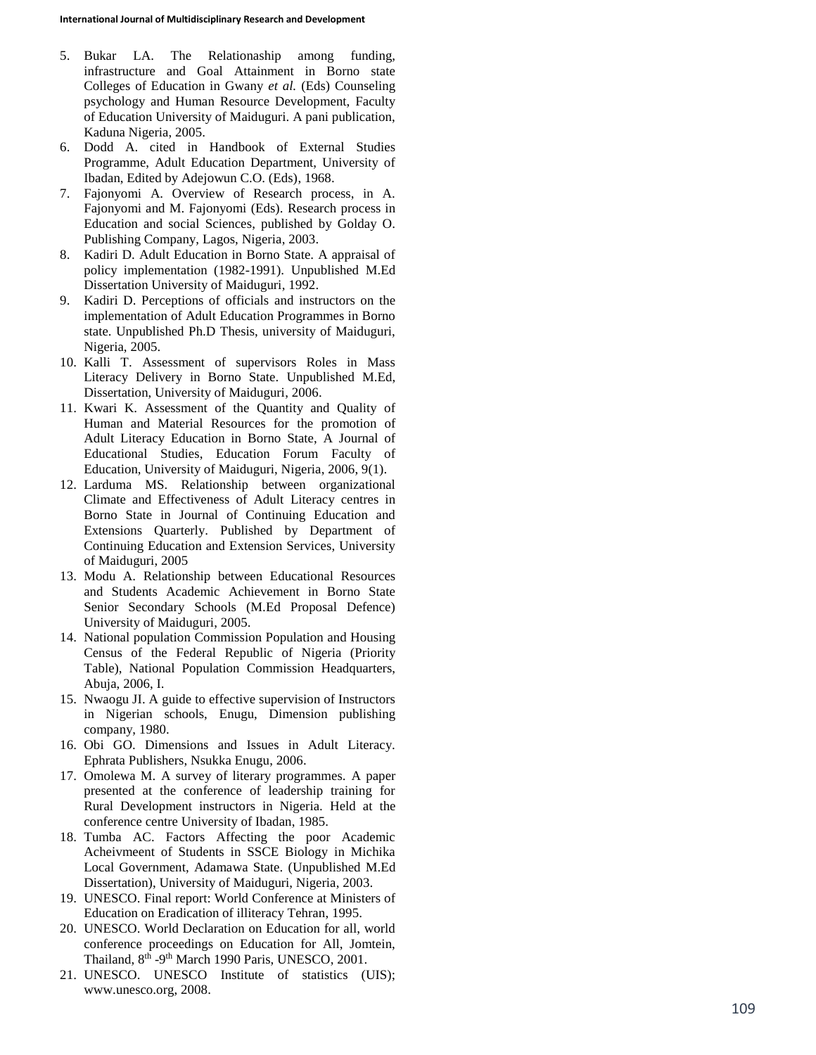5. Bukar LA. The Relationship among funding, infrastructure and Goal Attainment in Borno state Colleges of Education in Gwany *et al.* (Eds) Counseling psychology and Human Resource Development, Faculty of Education University of Maiduguri. A pani publication, Kaduna Nigeria, 2005.
6. Dodd A. cited in Handbook of External Studies Programme, Adult Education Department, University of Ibadan, Edited by Adejowun C.O. (Eds), 1968.
7. Fajonyomi A. Overview of Research process, in A. Fajonyomi and M. Fajonyomi (Eds). Research process in Education and social Sciences, published by Golday O. Publishing Company, Lagos, Nigeria, 2003.
8. Kadiri D. Adult Education in Borno State. A appraisal of policy implementation (1982-1991). Unpublished M.Ed Dissertation University of Maiduguri, 1992.
9. Kadiri D. Perceptions of officials and instructors on the implementation of Adult Education Programmes in Borno state. Unpublished Ph.D Thesis, university of Maiduguri, Nigeria, 2005.
10. Kalli T. Assessment of supervisors Roles in Mass Literacy Delivery in Borno State. Unpublished M.Ed, Dissertation, University of Maiduguri, 2006.
11. Kwari K. Assessment of the Quantity and Quality of Human and Material Resources for the promotion of Adult Literacy Education in Borno State, A Journal of Educational Studies, Education Forum Faculty of Education, University of Maiduguri, Nigeria, 2006, 9(1).
12. Larduma MS. Relationship between organizational Climate and Effectiveness of Adult Literacy centres in Borno State in Journal of Continuing Education and Extensions Quarterly. Published by Department of Continuing Education and Extension Services, University of Maiduguri, 2005
13. Modu A. Relationship between Educational Resources and Students Academic Achievement in Borno State Senior Secondary Schools (M.Ed Proposal Defence) University of Maiduguri, 2005.
14. National population Commission Population and Housing Census of the Federal Republic of Nigeria (Priority Table), National Population Commission Headquarters, Abuja, 2006, I.
15. Nwaogu JI. A guide to effective supervision of Instructors in Nigerian schools, Enugu, Dimension publishing company, 1980.
16. Obi GO. Dimensions and Issues in Adult Literacy. Ephrata Publishers, Nsukka Enugu, 2006.
17. Omolewa M. A survey of literary programmes. A paper presented at the conference of leadership training for Rural Development instructors in Nigeria. Held at the conference centre University of Ibadan, 1985.
18. Tumba AC. Factors Affecting the poor Academic Acheivmeent of Students in SSCE Biology in Michika Local Government, Adamawa State. (Unpublished M.Ed Dissertation), University of Maiduguri, Nigeria, 2003.
19. UNESCO. Final report: World Conference at Ministers of Education on Eradication of illiteracy Tehran, 1995.
20. UNESCO. World Declaration on Education for all, world conference proceedings on Education for All, Jomtein, Thailand, 8th -9th March 1990 Paris, UNESCO, 2001.
21. UNESCO. UNESCO Institute of statistics (UIS); www.unesco.org, 2008.